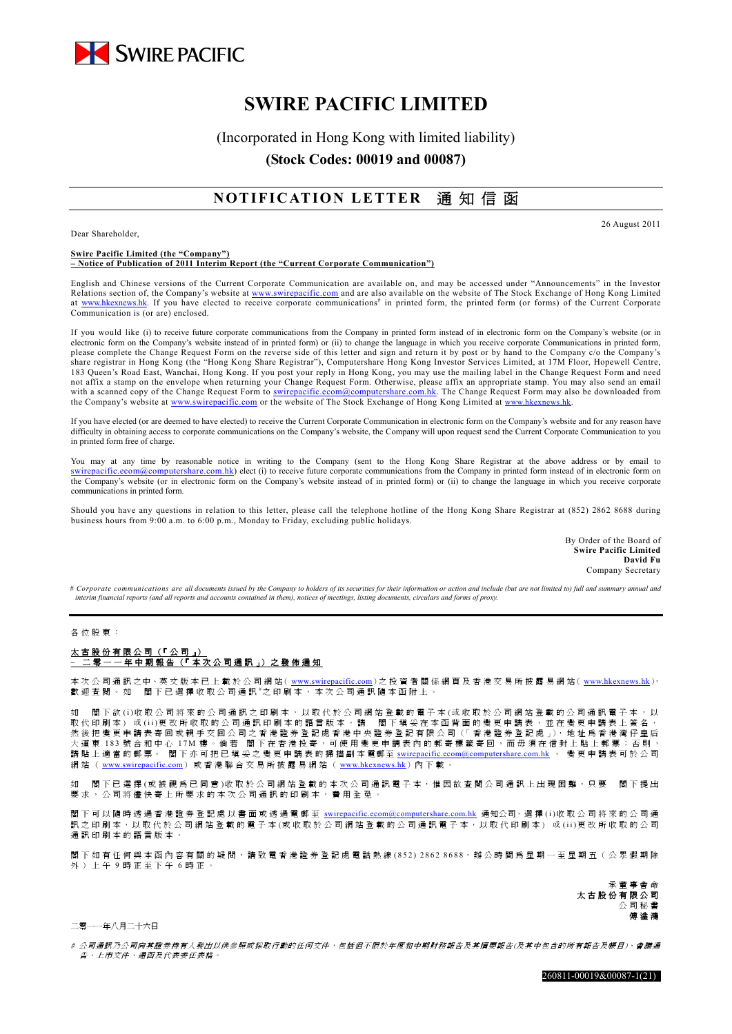SWIRE PACIFIC

# SWIRE PACIFIC LIMITED

(Incorporated in Hong Kong with limited liability)

**(Stock Codes: 00019 and 00087)**

## NOTIFICATION LETTER 通知信函

26 August 2011

Dear Shareholder,

**Swire Pacific Limited (the "Company")**
**– Notice of Publication of 2011 Interim Report (the "Current Corporate Communication")**

English and Chinese versions of the Current Corporate Communication are available on, and may be accessed under "Announcements" in the Investor Relations section of, the Company's website at www.swirepacific.com and are also available on the website of The Stock Exchange of Hong Kong Limited at www.hkexnews.hk. If you have elected to receive corporate communications# in printed form, the printed form (or forms) of the Current Corporate Communication is (or are) enclosed.

If you would like (i) to receive future corporate communications from the Company in printed form instead of in electronic form on the Company's website (or in electronic form on the Company's website instead of in printed form) or (ii) to change the language in which you receive corporate Communications in printed form, please complete the Change Request Form on the reverse side of this letter and sign and return it by post or by hand to the Company c/o the Company's share registrar in Hong Kong (the "Hong Kong Share Registrar"), Computershare Hong Kong Investor Services Limited, at 17M Floor, Hopewell Centre, 183 Queen's Road East, Wanchai, Hong Kong. If you post your reply in Hong Kong, you may use the mailing label in the Change Request Form and need not affix a stamp on the envelope when returning your Change Request Form. Otherwise, please affix an appropriate stamp. You may also send an email with a scanned copy of the Change Request Form to swirepacific.ecom@computershare.com.hk. The Change Request Form may also be downloaded from the Company's website at www.swirepacific.com or the website of The Stock Exchange of Hong Kong Limited at www.hkexnews.hk.

If you have elected (or are deemed to have elected) to receive the Current Corporate Communication in electronic form on the Company's website and for any reason have difficulty in obtaining access to corporate communications on the Company's website, the Company will upon request send the Current Corporate Communication to you in printed form free of charge.

You may at any time by reasonable notice in writing to the Company (sent to the Hong Kong Share Registrar at the above address or by email to swirepacific.ecom@computershare.com.hk) elect (i) to receive future corporate communications from the Company in printed form instead of in electronic form on the Company's website (or in electronic form on the Company's website instead of in printed form) or (ii) to change the language in which you receive corporate communications in printed form.

Should you have any questions in relation to this letter, please call the telephone hotline of the Hong Kong Share Registrar at (852) 2862 8688 during business hours from 9:00 a.m. to 6:00 p.m., Monday to Friday, excluding public holidays.

By Order of the Board of
**Swire Pacific Limited**
**David Fu**
Company Secretary

*# Corporate communications are all documents issued by the Company to holders of its securities for their information or action and include (but are not limited to) full and summary annual and interim financial reports (and all reports and accounts contained in them), notices of meetings, listing documents, circulars and forms of proxy.*

---

各位股東：

**太古股份有限公司（「公司」）**
**– 二零一一年中期報告（「本次公司通訊」）之發佈通知**

本次公司通訊之中、英文版本已上載於公司網站(www.swirepacific.com)之投資者關係網頁及香港交易所披露易網站(www.hkexnews.hk)，歡迎查閱。如 閣下已選擇收取公司通訊#之印刷本，本次公司通訊隨本函附上。

如 閣下欲(i)收取公司將來的公司通訊之印刷本，以取代於公司網站登載的電子本(或收取於公司網站登載的公司通訊電子本，以取代印刷本) 或(ii)更改所收取的公司通訊印刷本的語言版本，請 閣下填妥在本函背面的變更申請表，並在變更申請表上簽名，然後把變更申請表寄回或親手交回公司之香港證券登記處香港中央證券登記有限公司(「香港證券登記處」)，地址為香港灣仔皇后大道東183號合和中心17M樓。倘若 閣下在香港投寄，可使用變更申請表內的郵寄標籤寄回，而毋須在信封上貼上郵票；否則，請貼上適當的郵票。 閣下亦可把已填妥之變更申請表的掃描副本電郵至 swirepacific.ecom@computershare.com.hk 。變更申請表可於公司網站(www.swirepacific.com)或香港聯合交易所披露易網站(www.hkexnews.hk)內下載。

如 閣下已選擇(或被視為已同意)收取於公司網站登載的本次公司通訊電子本，惟因故查閱公司通訊上出現困難，只要 閣下提出要求，公司將儘快寄上所要求的本次公司通訊的印刷本，費用全免。

閣下可以隨時透過香港證券登記處以書面或透過電郵至 swirepacific.ecom@computershare.com.hk 通知公司，選擇(i)收取公司將來的公司通訊之印刷本，以取代於公司網站登載的電子本(或收取於公司網站登載的公司通訊電子本，以取代印刷本) 或(ii)更改所收取的公司通訊印刷本的語言版本。

閣下如有任何與本函內容有關的疑問，請致電香港證券登記處電話熱線(852) 2862 8688，辦公時間為星期一至星期五(公眾假期除外)上午9時正至下午6時正。

承董事會命
**太古股份有限公司**
公司秘書
**傅溢鴻**

二零一一年八月二十六日

*# 公司通訊乃公司向其證券持有人發出以供參照或採取行動的任何文件，包括但不限於年度和中期財務報告及其摘要報告(及其中包含的所有報告及帳目)、會議通告、上市文件、通函及代表委任表格。*

260811-00019&00087-1(21)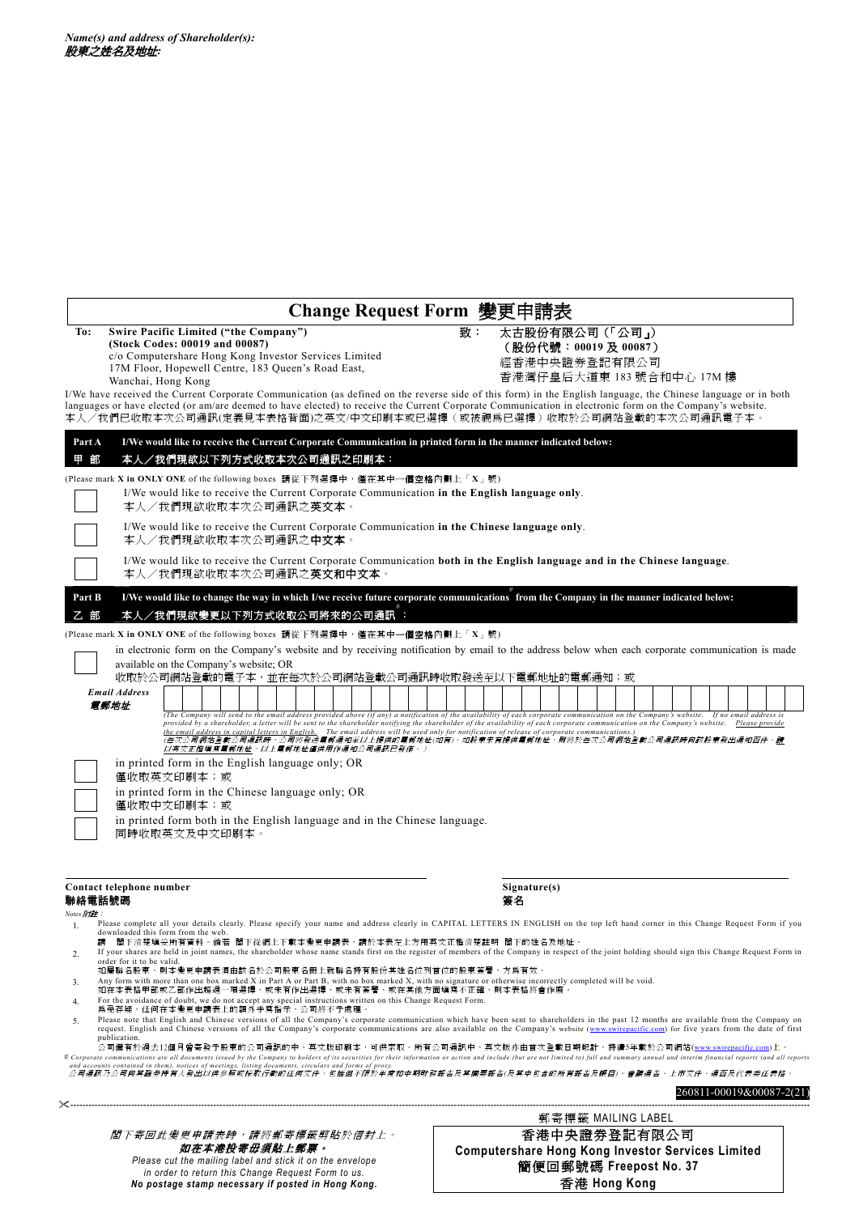***Name(s) and address of Shareholder(s):***
***股東之姓名及地址:***

# Change Request Form 變更申請表

**To:** **Swire Pacific Limited (“the Company”)**
**(Stock Codes: 00019 and 00087)**
c/o Computershare Hong Kong Investor Services Limited
17M Floor, Hopewell Centre, 183 Queen’s Road East,
Wanchai, Hong Kong

**致：** 太古股份有限公司（「公司」）
**（股份代號：00019 及 00087）**
經香港中央證券登記有限公司
香港灣仔皇后大道東 183 號合和中心 17M 樓

I/We have received the Current Corporate Communication (as defined on the reverse side of this form) in the English language, the Chinese language or in both languages or have elected (or am/are deemed to have elected) to receive the Current Corporate Communication in electronic form on the Company's website.
本人／我們已收取本次公司通訊(定義見本表格背面)之英文/中文印刷本或已選擇（或被視為已選擇）收取於公司網站登載的本次公司通訊電子本。

**Part A** **I/We would like to receive the Current Corporate Communication in printed form in the manner indicated below:**
**甲 部** **本人／我們現欲以下列方式收取本次公司通訊之印刷本：**

(Please mark **X** in **ONLY ONE** of the following boxes 請從下列選擇中，僅在其中一個空格內劃上「**X**」號)

☐ I/We would like to receive the Current Corporate Communication **in the English language only**.
本人／我們現欲收取本次公司通訊之**英文本**。

☐ I/We would like to receive the Current Corporate Communication **in the Chinese language only**.
本人／我們現欲收取本次公司通訊之**中文本**。

☐ I/We would like to receive the Current Corporate Communication **both in the English language and in the Chinese language**.
本人／我們現欲收取本次公司通訊之**英文和中文本**。

**Part B** **I/We would like to change the way in which I/we receive future corporate communications# from the Company in the manner indicated below:**
**乙 部** **本人／我們現欲變更以下列方式收取公司將來的公司通訊#：**

(Please mark **X** in **ONLY ONE** of the following boxes 請從下列選擇中，僅在其中一個空格內劃上「**X**」號)

☐ in electronic form on the Company's website and by receiving notification by email to the address below when each corporate communication is made available on the Company's website; OR
收取於公司網站登載的電子本，並在每次於公司網站登載公司通訊時收取發送至以下電郵地址的電郵通知；或

***Email Address***
***電郵地址***

*(The Company will send to the email address provided above (if any) a notification of the availability of each corporate communication on the Company's website. If no email address is provided by a shareholder, a letter will be sent to the shareholder notifying the shareholder of the availability of each corporate communication on the Company's website. Please provide the email address in capital letters in English. The email address will be used only for notification of release of corporate communications.)*
*(每次公司網站登載公司通訊時，公司將發送電郵通知至以上提供的電郵地址(如有)。如股東未有提供電郵地址，則將於每次公司網站登載公司通訊時向該股東發出通知函件。請以英文正楷填寫電郵地址。以上電郵地址僅供用作通知公司通訊已發佈。)*

☐ in printed form in the English language only; OR
僅收取英文印刷本；或

☐ in printed form in the Chinese language only; OR
僅收取中文印刷本；或

☐ in printed form both in the English language and in the Chinese language.
同時收取英文及中文印刷本。

**Contact telephone number**
**聯絡電話號碼**

**Signature(s)**
**簽名**

*Notes 附註：*

1. Please complete all your details clearly. Please specify your name and address clearly in CAPITAL LETTERS IN ENGLISH on the top left hand corner in this Change Request Form if you downloaded this form from the web.
請 閣下清楚填妥所有資料。倘若 閣下從網上下載本變更申請表，請於本表左上方用英文正楷清楚註明 閣下的姓名及地址。
2. If your shares are held in joint names, the shareholder whose name stands first on the register of members of the Company in respect of the joint holding should sign this Change Request Form in order for it to be valid.
如屬聯名股東，則本變更申請表須由該名於公司股東名冊上就聯名持有股份其姓名位列首位的股東簽署，方為有效。
3. Any form with more than one box marked X in Part A or Part B, with no box marked X, with no signature or otherwise incorrectly completed will be void.
如在本表格甲部或乙部作出超過一項選擇、或未有作出選擇、或未有簽署、或在其他方面填寫不正確，則本表格將會作廢。
4. For the avoidance of doubt, we do not accept any special instructions written on this Change Request Form.
為免存疑，任何在本變更申請表上的額外手寫指示，公司將不予處理。
5. Please note that English and Chinese versions of all the Company's corporate communication which have been sent to shareholders in the past 12 months are available from the Company on request. English and Chinese versions of all the Company's corporate communications are also available on the Company's website (www.swirepacific.com) for five years from the date of first publication.
公司備有於過去12個月曾寄發予股東的公司通訊的中、英文版印刷本，可供索取。所有公司通訊中、英文版亦由首次登載日期起計，持續5年載於公司網站(www.swirepacific.com)上。

*# Corporate communications are all documents issued by the Company to holders of its securities for their information or action and include (but are not limited to) full and summary annual and interim financial reports (and all reports and accounts contained in them), notices of meetings, listing documents, circulars and forms of proxy.*
*# 公司通訊乃公司向其證券持有人發出以供參照或採取行動的任何文件，包括但不限於年度和中期財務報告及其摘要報告(及其中包含的所有報告及帳目)、會議通告、上市文件、通函及代表委任表格。*

260811-00019&00087-2(21)

*閣下寄回此變更申請表時，請將郵寄標籤剪貼於信封上。*
***如在本港投寄毋須貼上郵票。***
*Please cut the mailing label and stick it on the envelope in order to return this Change Request Form to us.*
***No postage stamp necessary if posted in Hong Kong.***

郵寄標籤 MAILING LABEL
**香港中央證券登記有限公司**
**Computershare Hong Kong Investor Services Limited**
**簡便回郵號碼 Freepost No. 37**
**香港 Hong Kong**